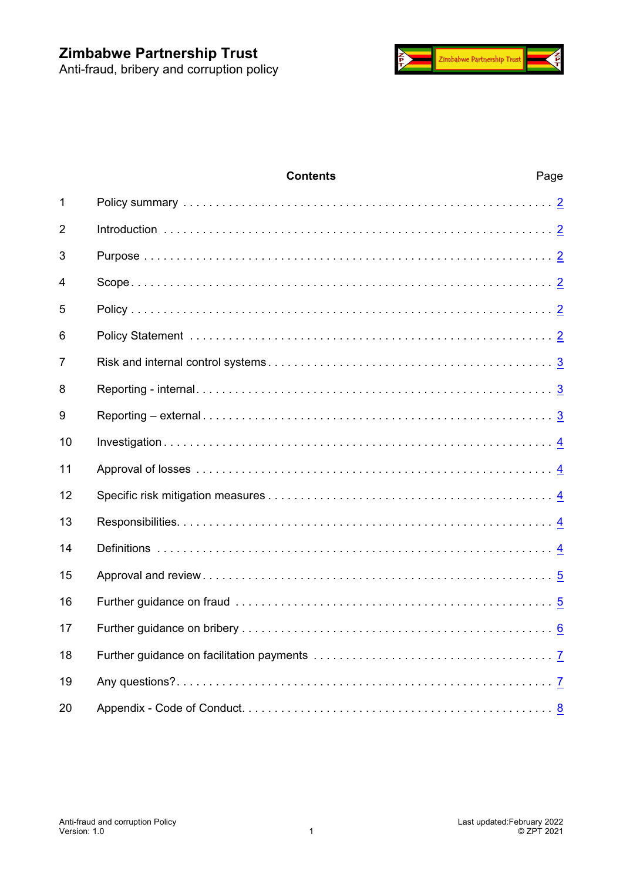# Zimbabwe Partnership Trust

Anti-fraud, bribery and corruption policy

**Contents**

| | | Page |
|---|---|---|
| 1 | Policy summary | 2 |
| 2 | Introduction | 2 |
| 3 | Purpose | 2 |
| 4 | Scope | 2 |
| 5 | Policy | 2 |
| 6 | Policy Statement | 2 |
| 7 | Risk and internal control systems | 3 |
| 8 | Reporting - internal | 3 |
| 9 | Reporting – external | 3 |
| 10 | Investigation | 4 |
| 11 | Approval of losses | 4 |
| 12 | Specific risk mitigation measures | 4 |
| 13 | Responsibilities. | 4 |
| 14 | Definitions | 4 |
| 15 | Approval and review | 5 |
| 16 | Further guidance on fraud | 5 |
| 17 | Further guidance on bribery | 6 |
| 18 | Further guidance on facilitation payments | 7 |
| 19 | Any questions? | 7 |
| 20 | Appendix - Code of Conduct. | 8 |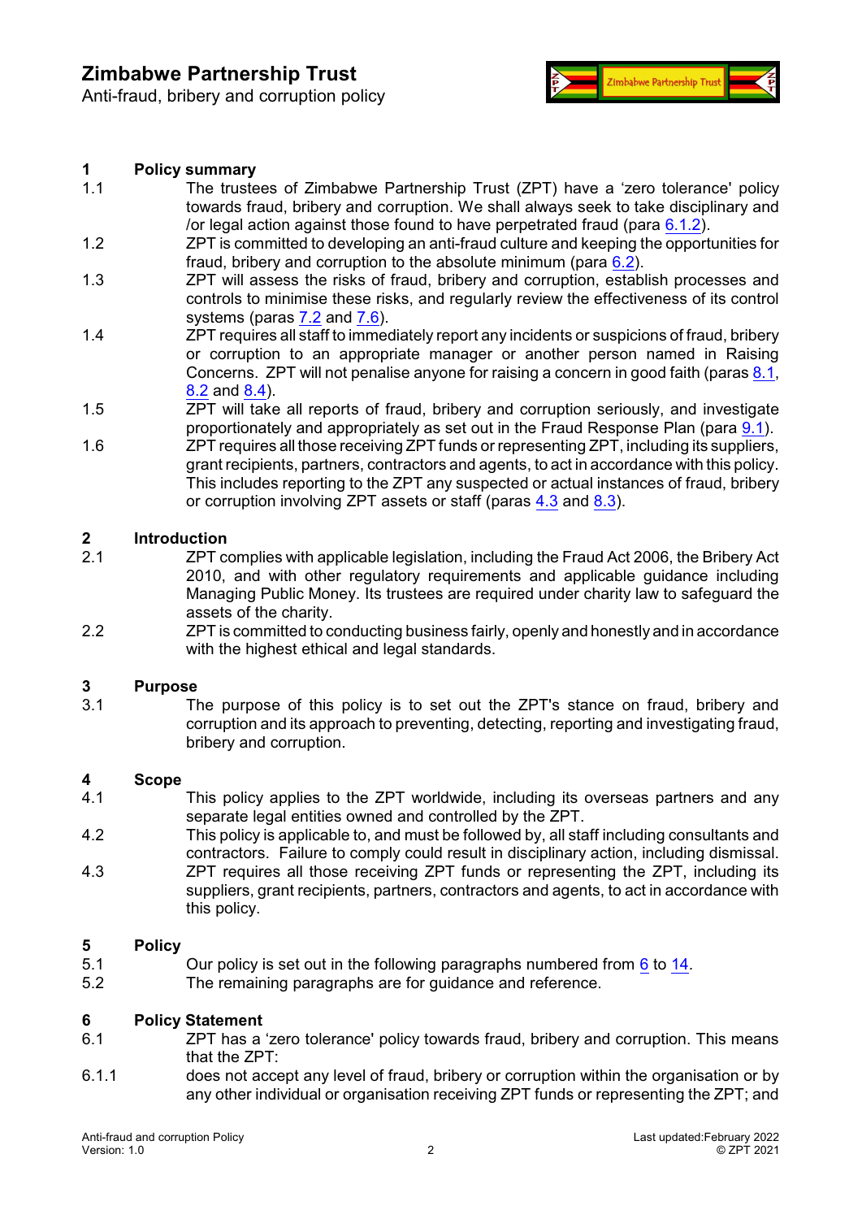# Zimbabwe Partnership Trust

Anti-fraud, bribery and corruption policy

## 1 Policy summary

1.1 The trustees of Zimbabwe Partnership Trust (ZPT) have a 'zero tolerance' policy towards fraud, bribery and corruption. We shall always seek to take disciplinary and /or legal action against those found to have perpetrated fraud (para 6.1.2).

1.2 ZPT is committed to developing an anti-fraud culture and keeping the opportunities for fraud, bribery and corruption to the absolute minimum (para 6.2).

1.3 ZPT will assess the risks of fraud, bribery and corruption, establish processes and controls to minimise these risks, and regularly review the effectiveness of its control systems (paras 7.2 and 7.6).

1.4 ZPT requires all staff to immediately report any incidents or suspicions of fraud, bribery or corruption to an appropriate manager or another person named in Raising Concerns. ZPT will not penalise anyone for raising a concern in good faith (paras 8.1, 8.2 and 8.4).

1.5 ZPT will take all reports of fraud, bribery and corruption seriously, and investigate proportionately and appropriately as set out in the Fraud Response Plan (para 9.1).

1.6 ZPT requires all those receiving ZPT funds or representing ZPT, including its suppliers, grant recipients, partners, contractors and agents, to act in accordance with this policy. This includes reporting to the ZPT any suspected or actual instances of fraud, bribery or corruption involving ZPT assets or staff (paras 4.3 and 8.3).

## 2 Introduction

2.1 ZPT complies with applicable legislation, including the Fraud Act 2006, the Bribery Act 2010, and with other regulatory requirements and applicable guidance including Managing Public Money. Its trustees are required under charity law to safeguard the assets of the charity.

2.2 ZPT is committed to conducting business fairly, openly and honestly and in accordance with the highest ethical and legal standards.

## 3 Purpose

3.1 The purpose of this policy is to set out the ZPT's stance on fraud, bribery and corruption and its approach to preventing, detecting, reporting and investigating fraud, bribery and corruption.

## 4 Scope

4.1 This policy applies to the ZPT worldwide, including its overseas partners and any separate legal entities owned and controlled by the ZPT.

4.2 This policy is applicable to, and must be followed by, all staff including consultants and contractors. Failure to comply could result in disciplinary action, including dismissal.

4.3 ZPT requires all those receiving ZPT funds or representing the ZPT, including its suppliers, grant recipients, partners, contractors and agents, to act in accordance with this policy.

## 5 Policy

5.1 Our policy is set out in the following paragraphs numbered from 6 to 14.

5.2 The remaining paragraphs are for guidance and reference.

## 6 Policy Statement

6.1 ZPT has a 'zero tolerance' policy towards fraud, bribery and corruption. This means that the ZPT:

6.1.1 does not accept any level of fraud, bribery or corruption within the organisation or by any other individual or organisation receiving ZPT funds or representing the ZPT; and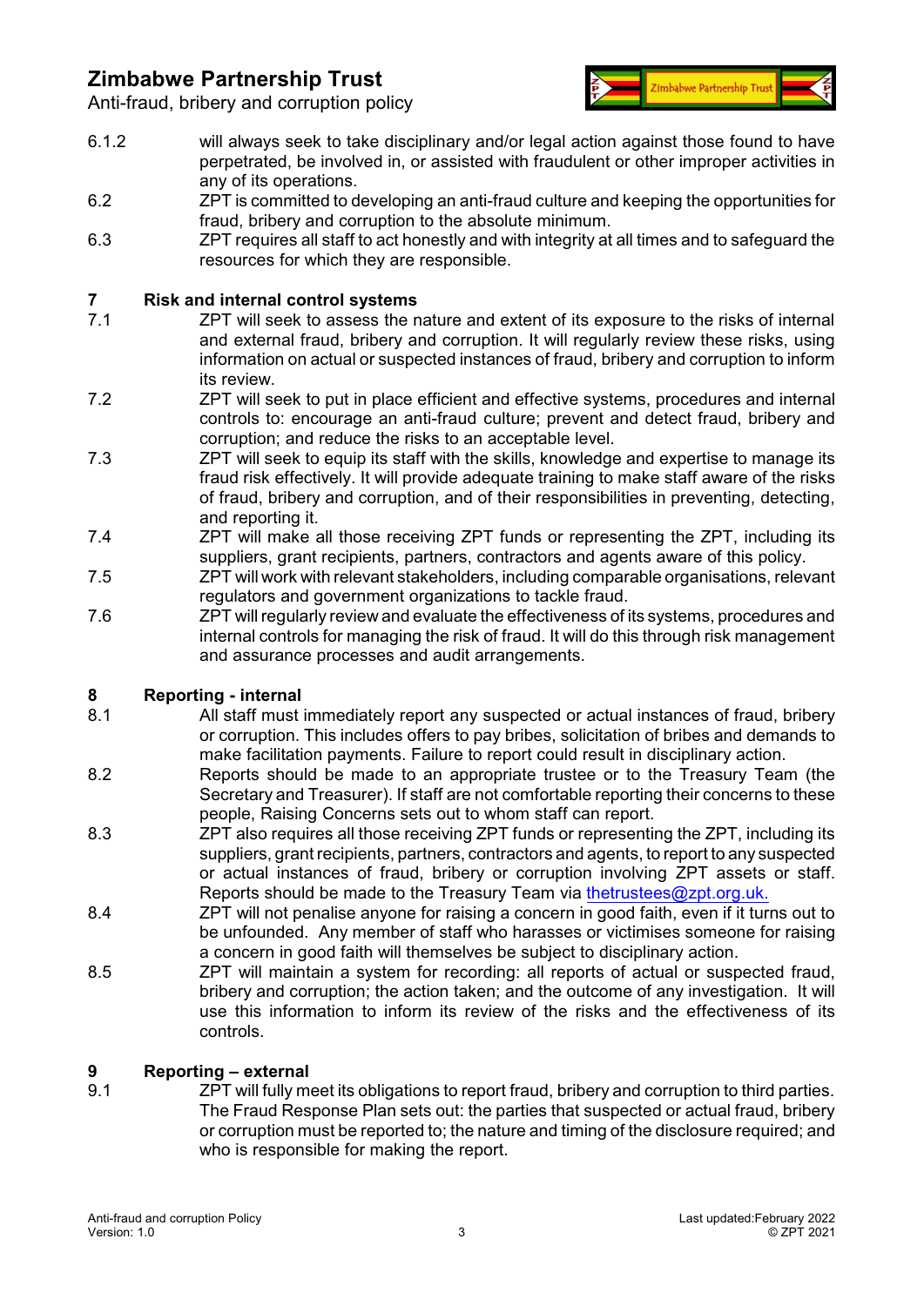6.1.2 will always seek to take disciplinary and/or legal action against those found to have perpetrated, be involved in, or assisted with fraudulent or other improper activities in any of its operations.

6.2 ZPT is committed to developing an anti-fraud culture and keeping the opportunities for fraud, bribery and corruption to the absolute minimum.

6.3 ZPT requires all staff to act honestly and with integrity at all times and to safeguard the resources for which they are responsible.

## 7 Risk and internal control systems

7.1 ZPT will seek to assess the nature and extent of its exposure to the risks of internal and external fraud, bribery and corruption. It will regularly review these risks, using information on actual or suspected instances of fraud, bribery and corruption to inform its review.

7.2 ZPT will seek to put in place efficient and effective systems, procedures and internal controls to: encourage an anti-fraud culture; prevent and detect fraud, bribery and corruption; and reduce the risks to an acceptable level.

7.3 ZPT will seek to equip its staff with the skills, knowledge and expertise to manage its fraud risk effectively. It will provide adequate training to make staff aware of the risks of fraud, bribery and corruption, and of their responsibilities in preventing, detecting, and reporting it.

7.4 ZPT will make all those receiving ZPT funds or representing the ZPT, including its suppliers, grant recipients, partners, contractors and agents aware of this policy.

7.5 ZPT will work with relevant stakeholders, including comparable organisations, relevant regulators and government organizations to tackle fraud.

7.6 ZPT will regularly review and evaluate the effectiveness of its systems, procedures and internal controls for managing the risk of fraud. It will do this through risk management and assurance processes and audit arrangements.

## 8 Reporting - internal

8.1 All staff must immediately report any suspected or actual instances of fraud, bribery or corruption. This includes offers to pay bribes, solicitation of bribes and demands to make facilitation payments. Failure to report could result in disciplinary action.

8.2 Reports should be made to an appropriate trustee or to the Treasury Team (the Secretary and Treasurer). If staff are not comfortable reporting their concerns to these people, Raising Concerns sets out to whom staff can report.

8.3 ZPT also requires all those receiving ZPT funds or representing the ZPT, including its suppliers, grant recipients, partners, contractors and agents, to report to any suspected or actual instances of fraud, bribery or corruption involving ZPT assets or staff. Reports should be made to the Treasury Team via thetrustees@zpt.org.uk.

8.4 ZPT will not penalise anyone for raising a concern in good faith, even if it turns out to be unfounded. Any member of staff who harasses or victimises someone for raising a concern in good faith will themselves be subject to disciplinary action.

8.5 ZPT will maintain a system for recording: all reports of actual or suspected fraud, bribery and corruption; the action taken; and the outcome of any investigation. It will use this information to inform its review of the risks and the effectiveness of its controls.

## 9 Reporting – external

9.1 ZPT will fully meet its obligations to report fraud, bribery and corruption to third parties. The Fraud Response Plan sets out: the parties that suspected or actual fraud, bribery or corruption must be reported to; the nature and timing of the disclosure required; and who is responsible for making the report.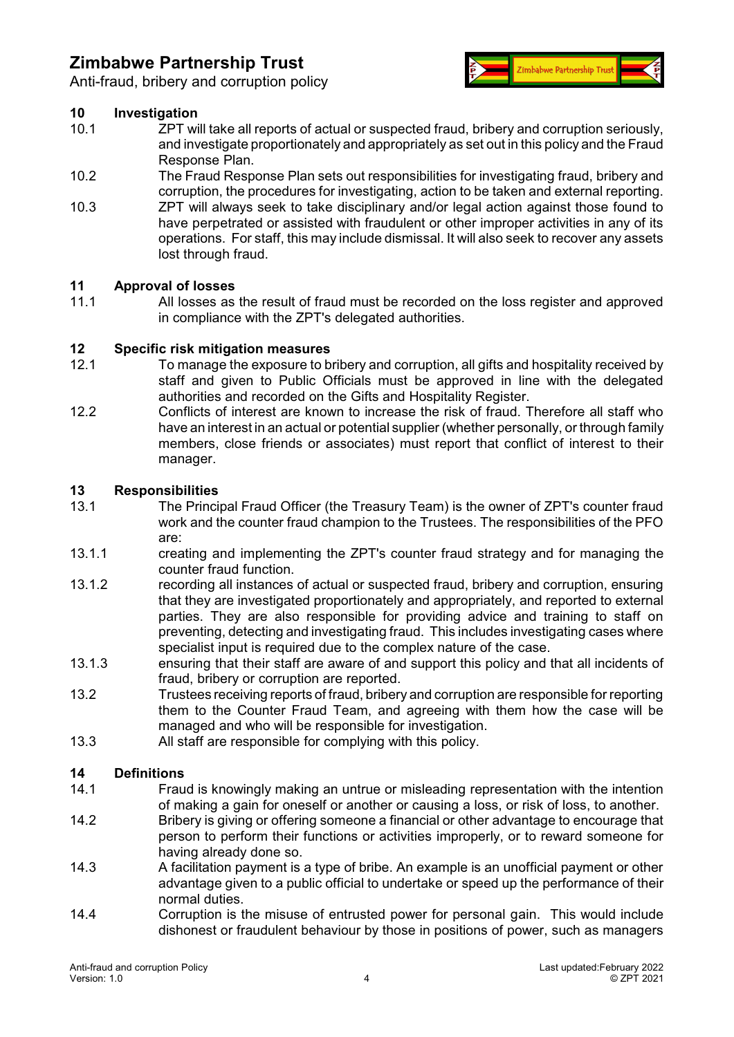## 10 Investigation

10.1 ZPT will take all reports of actual or suspected fraud, bribery and corruption seriously, and investigate proportionately and appropriately as set out in this policy and the Fraud Response Plan.

10.2 The Fraud Response Plan sets out responsibilities for investigating fraud, bribery and corruption, the procedures for investigating, action to be taken and external reporting.

10.3 ZPT will always seek to take disciplinary and/or legal action against those found to have perpetrated or assisted with fraudulent or other improper activities in any of its operations. For staff, this may include dismissal. It will also seek to recover any assets lost through fraud.

## 11 Approval of losses

11.1 All losses as the result of fraud must be recorded on the loss register and approved in compliance with the ZPT's delegated authorities.

## 12 Specific risk mitigation measures

12.1 To manage the exposure to bribery and corruption, all gifts and hospitality received by staff and given to Public Officials must be approved in line with the delegated authorities and recorded on the Gifts and Hospitality Register.

12.2 Conflicts of interest are known to increase the risk of fraud. Therefore all staff who have an interest in an actual or potential supplier (whether personally, or through family members, close friends or associates) must report that conflict of interest to their manager.

## 13 Responsibilities

13.1 The Principal Fraud Officer (the Treasury Team) is the owner of ZPT's counter fraud work and the counter fraud champion to the Trustees. The responsibilities of the PFO are:

13.1.1 creating and implementing the ZPT's counter fraud strategy and for managing the counter fraud function.

13.1.2 recording all instances of actual or suspected fraud, bribery and corruption, ensuring that they are investigated proportionately and appropriately, and reported to external parties. They are also responsible for providing advice and training to staff on preventing, detecting and investigating fraud. This includes investigating cases where specialist input is required due to the complex nature of the case.

13.1.3 ensuring that their staff are aware of and support this policy and that all incidents of fraud, bribery or corruption are reported.

13.2 Trustees receiving reports of fraud, bribery and corruption are responsible for reporting them to the Counter Fraud Team, and agreeing with them how the case will be managed and who will be responsible for investigation.

13.3 All staff are responsible for complying with this policy.

## 14 Definitions

14.1 Fraud is knowingly making an untrue or misleading representation with the intention of making a gain for oneself or another or causing a loss, or risk of loss, to another.

14.2 Bribery is giving or offering someone a financial or other advantage to encourage that person to perform their functions or activities improperly, or to reward someone for having already done so.

14.3 A facilitation payment is a type of bribe. An example is an unofficial payment or other advantage given to a public official to undertake or speed up the performance of their normal duties.

14.4 Corruption is the misuse of entrusted power for personal gain. This would include dishonest or fraudulent behaviour by those in positions of power, such as managers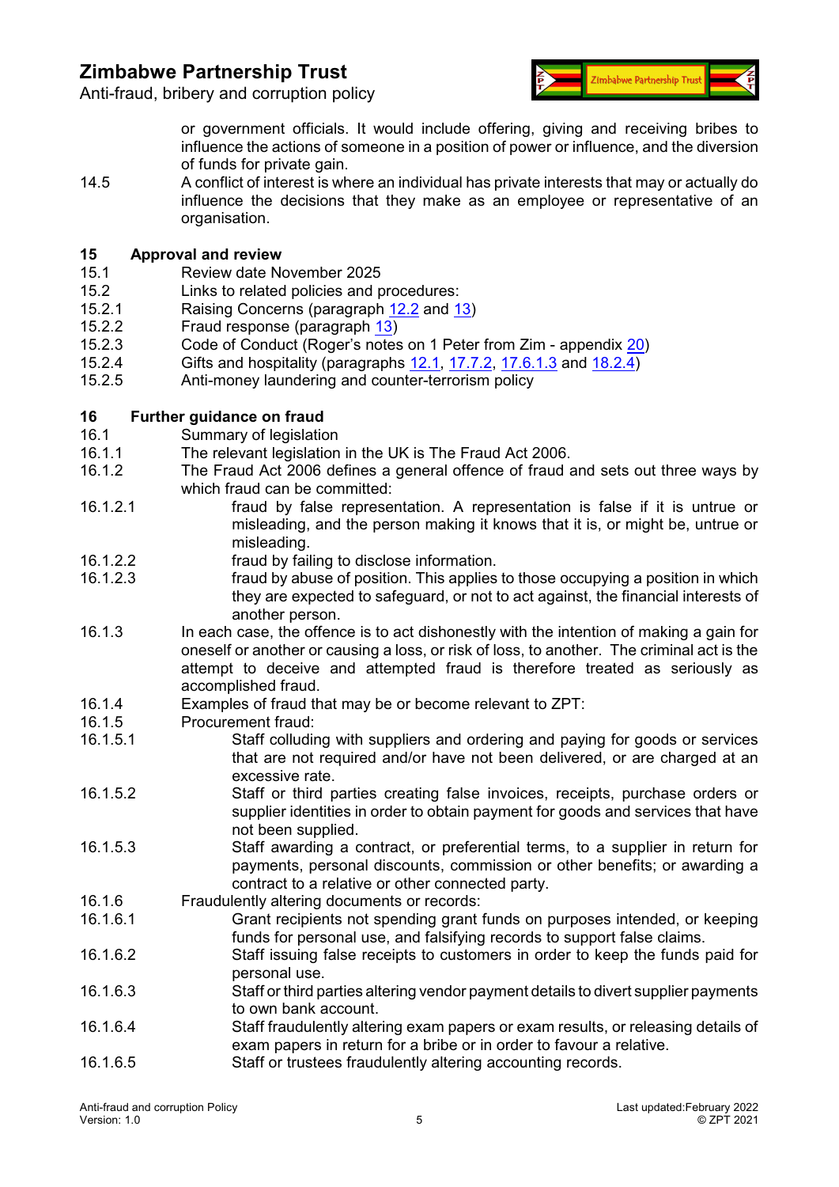or government officials. It would include offering, giving and receiving bribes to influence the actions of someone in a position of power or influence, and the diversion of funds for private gain.

14.5 A conflict of interest is where an individual has private interests that may or actually do influence the decisions that they make as an employee or representative of an organisation.

## 15 Approval and review

15.1 Review date November 2025

15.2 Links to related policies and procedures:

15.2.1 Raising Concerns (paragraph 12.2 and 13)

15.2.2 Fraud response (paragraph 13)

15.2.3 Code of Conduct (Roger's notes on 1 Peter from Zim - appendix 20)

15.2.4 Gifts and hospitality (paragraphs 12.1, 17.7.2, 17.6.1.3 and 18.2.4)

15.2.5 Anti-money laundering and counter-terrorism policy

## 16 Further guidance on fraud

16.1 Summary of legislation

16.1.1 The relevant legislation in the UK is The Fraud Act 2006.

16.1.2 The Fraud Act 2006 defines a general offence of fraud and sets out three ways by which fraud can be committed:

16.1.2.1 fraud by false representation. A representation is false if it is untrue or misleading, and the person making it knows that it is, or might be, untrue or misleading.

16.1.2.2 fraud by failing to disclose information.

16.1.2.3 fraud by abuse of position. This applies to those occupying a position in which they are expected to safeguard, or not to act against, the financial interests of another person.

16.1.3 In each case, the offence is to act dishonestly with the intention of making a gain for oneself or another or causing a loss, or risk of loss, to another. The criminal act is the attempt to deceive and attempted fraud is therefore treated as seriously as accomplished fraud.

16.1.4 Examples of fraud that may be or become relevant to ZPT:

16.1.5 Procurement fraud:

16.1.5.1 Staff colluding with suppliers and ordering and paying for goods or services that are not required and/or have not been delivered, or are charged at an excessive rate.

16.1.5.2 Staff or third parties creating false invoices, receipts, purchase orders or supplier identities in order to obtain payment for goods and services that have not been supplied.

16.1.5.3 Staff awarding a contract, or preferential terms, to a supplier in return for payments, personal discounts, commission or other benefits; or awarding a contract to a relative or other connected party.

16.1.6 Fraudulently altering documents or records:

16.1.6.1 Grant recipients not spending grant funds on purposes intended, or keeping funds for personal use, and falsifying records to support false claims.

16.1.6.2 Staff issuing false receipts to customers in order to keep the funds paid for personal use.

16.1.6.3 Staff or third parties altering vendor payment details to divert supplier payments to own bank account.

16.1.6.4 Staff fraudulently altering exam papers or exam results, or releasing details of exam papers in return for a bribe or in order to favour a relative.

16.1.6.5 Staff or trustees fraudulently altering accounting records.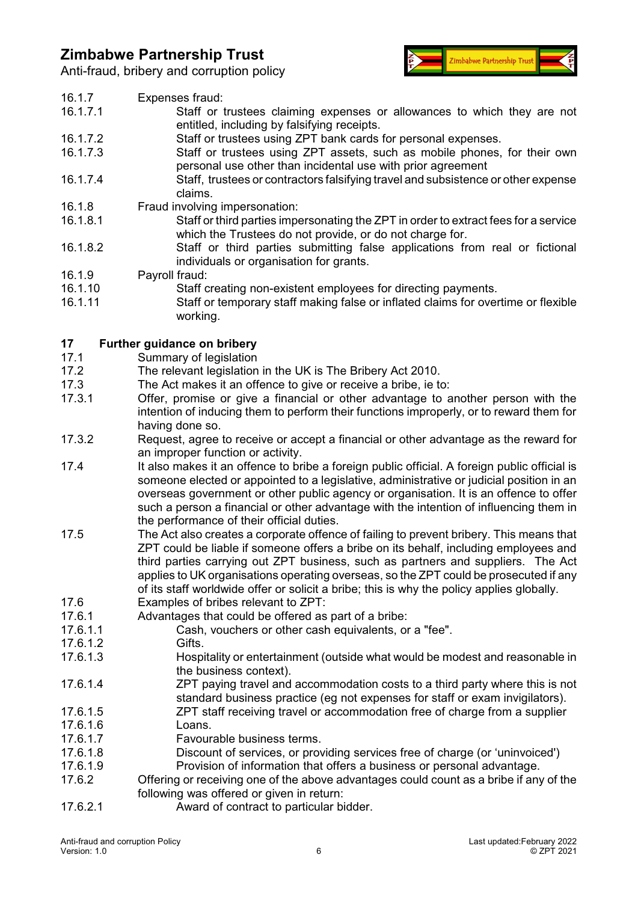16.1.7 Expenses fraud:

16.1.7.1 Staff or trustees claiming expenses or allowances to which they are not entitled, including by falsifying receipts.

16.1.7.2 Staff or trustees using ZPT bank cards for personal expenses.

16.1.7.3 Staff or trustees using ZPT assets, such as mobile phones, for their own personal use other than incidental use with prior agreement

16.1.7.4 Staff, trustees or contractors falsifying travel and subsistence or other expense claims.

16.1.8 Fraud involving impersonation:

16.1.8.1 Staff or third parties impersonating the ZPT in order to extract fees for a service which the Trustees do not provide, or do not charge for.

16.1.8.2 Staff or third parties submitting false applications from real or fictional individuals or organisation for grants.

16.1.9 Payroll fraud:

16.1.10 Staff creating non-existent employees for directing payments.

16.1.11 Staff or temporary staff making false or inflated claims for overtime or flexible working.

## 17 Further guidance on bribery

17.1 Summary of legislation

17.2 The relevant legislation in the UK is The Bribery Act 2010.

17.3 The Act makes it an offence to give or receive a bribe, ie to:

17.3.1 Offer, promise or give a financial or other advantage to another person with the intention of inducing them to perform their functions improperly, or to reward them for having done so.

17.3.2 Request, agree to receive or accept a financial or other advantage as the reward for an improper function or activity.

17.4 It also makes it an offence to bribe a foreign public official. A foreign public official is someone elected or appointed to a legislative, administrative or judicial position in an overseas government or other public agency or organisation. It is an offence to offer such a person a financial or other advantage with the intention of influencing them in the performance of their official duties.

17.5 The Act also creates a corporate offence of failing to prevent bribery. This means that ZPT could be liable if someone offers a bribe on its behalf, including employees and third parties carrying out ZPT business, such as partners and suppliers. The Act applies to UK organisations operating overseas, so the ZPT could be prosecuted if any of its staff worldwide offer or solicit a bribe; this is why the policy applies globally.

17.6 Examples of bribes relevant to ZPT:

17.6.1 Advantages that could be offered as part of a bribe:

17.6.1.1 Cash, vouchers or other cash equivalents, or a "fee".

17.6.1.2 Gifts.

17.6.1.3 Hospitality or entertainment (outside what would be modest and reasonable in the business context).

17.6.1.4 ZPT paying travel and accommodation costs to a third party where this is not standard business practice (eg not expenses for staff or exam invigilators).

17.6.1.5 ZPT staff receiving travel or accommodation free of charge from a supplier

17.6.1.6 Loans.

17.6.1.7 Favourable business terms.

17.6.1.8 Discount of services, or providing services free of charge (or 'uninvoiced')

17.6.1.9 Provision of information that offers a business or personal advantage.

17.6.2 Offering or receiving one of the above advantages could count as a bribe if any of the following was offered or given in return:

17.6.2.1 Award of contract to particular bidder.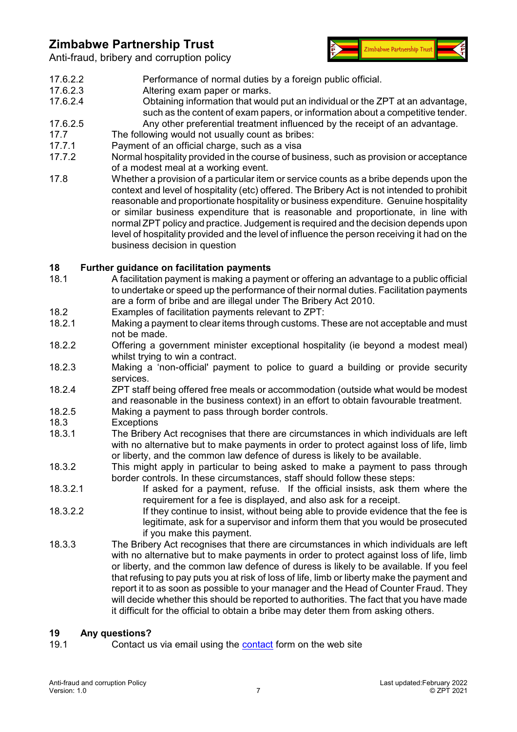17.6.2.2 Performance of normal duties by a foreign public official.

17.6.2.3 Altering exam paper or marks.

17.6.2.4 Obtaining information that would put an individual or the ZPT at an advantage, such as the content of exam papers, or information about a competitive tender.

17.6.2.5 Any other preferential treatment influenced by the receipt of an advantage.

17.7 The following would not usually count as bribes:

17.7.1 Payment of an official charge, such as a visa

17.7.2 Normal hospitality provided in the course of business, such as provision or acceptance of a modest meal at a working event.

17.8 Whether a provision of a particular item or service counts as a bribe depends upon the context and level of hospitality (etc) offered. The Bribery Act is not intended to prohibit reasonable and proportionate hospitality or business expenditure. Genuine hospitality or similar business expenditure that is reasonable and proportionate, in line with normal ZPT policy and practice. Judgement is required and the decision depends upon level of hospitality provided and the level of influence the person receiving it had on the business decision in question

## 18 Further guidance on facilitation payments

18.1 A facilitation payment is making a payment or offering an advantage to a public official to undertake or speed up the performance of their normal duties. Facilitation payments are a form of bribe and are illegal under The Bribery Act 2010.

18.2 Examples of facilitation payments relevant to ZPT:

18.2.1 Making a payment to clear items through customs. These are not acceptable and must not be made.

18.2.2 Offering a government minister exceptional hospitality (ie beyond a modest meal) whilst trying to win a contract.

18.2.3 Making a 'non-official' payment to police to guard a building or provide security services.

18.2.4 ZPT staff being offered free meals or accommodation (outside what would be modest and reasonable in the business context) in an effort to obtain favourable treatment.

18.2.5 Making a payment to pass through border controls.

18.3 Exceptions

18.3.1 The Bribery Act recognises that there are circumstances in which individuals are left with no alternative but to make payments in order to protect against loss of life, limb or liberty, and the common law defence of duress is likely to be available.

18.3.2 This might apply in particular to being asked to make a payment to pass through border controls. In these circumstances, staff should follow these steps:

18.3.2.1 If asked for a payment, refuse. If the official insists, ask them where the requirement for a fee is displayed, and also ask for a receipt.

18.3.2.2 If they continue to insist, without being able to provide evidence that the fee is legitimate, ask for a supervisor and inform them that you would be prosecuted if you make this payment.

18.3.3 The Bribery Act recognises that there are circumstances in which individuals are left with no alternative but to make payments in order to protect against loss of life, limb or liberty, and the common law defence of duress is likely to be available. If you feel that refusing to pay puts you at risk of loss of life, limb or liberty make the payment and report it to as soon as possible to your manager and the Head of Counter Fraud. They will decide whether this should be reported to authorities. The fact that you have made it difficult for the official to obtain a bribe may deter them from asking others.

## 19 Any questions?

19.1 Contact us via email using the contact form on the web site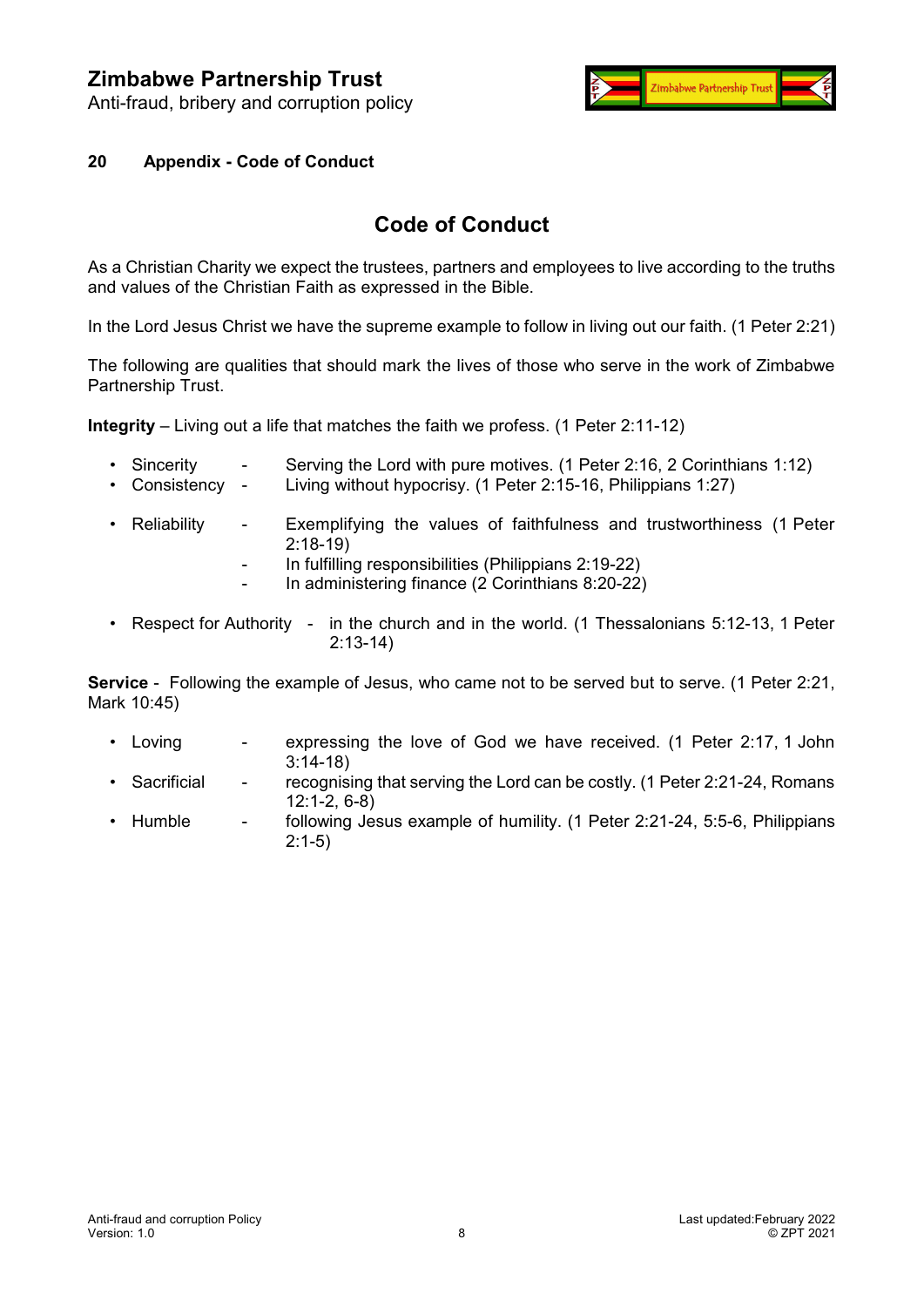## 20 Appendix - Code of Conduct

# Code of Conduct

As a Christian Charity we expect the trustees, partners and employees to live according to the truths and values of the Christian Faith as expressed in the Bible.

In the Lord Jesus Christ we have the supreme example to follow in living out our faith. (1 Peter 2:21)

The following are qualities that should mark the lives of those who serve in the work of Zimbabwe Partnership Trust.

**Integrity** – Living out a life that matches the faith we profess. (1 Peter 2:11-12)

- Sincerity - Serving the Lord with pure motives. (1 Peter 2:16, 2 Corinthians 1:12)
- Consistency - Living without hypocrisy. (1 Peter 2:15-16, Philippians 1:27)
- Reliability - Exemplifying the values of faithfulness and trustworthiness (1 Peter 2:18-19)
  - In fulfilling responsibilities (Philippians 2:19-22)
  - In administering finance (2 Corinthians 8:20-22)
- Respect for Authority - in the church and in the world. (1 Thessalonians 5:12-13, 1 Peter 2:13-14)

**Service** - Following the example of Jesus, who came not to be served but to serve. (1 Peter 2:21, Mark 10:45)

- Loving - expressing the love of God we have received. (1 Peter 2:17, 1 John 3:14-18)
- Sacrificial - recognising that serving the Lord can be costly. (1 Peter 2:21-24, Romans 12:1-2, 6-8)
- Humble - following Jesus example of humility. (1 Peter 2:21-24, 5:5-6, Philippians 2:1-5)